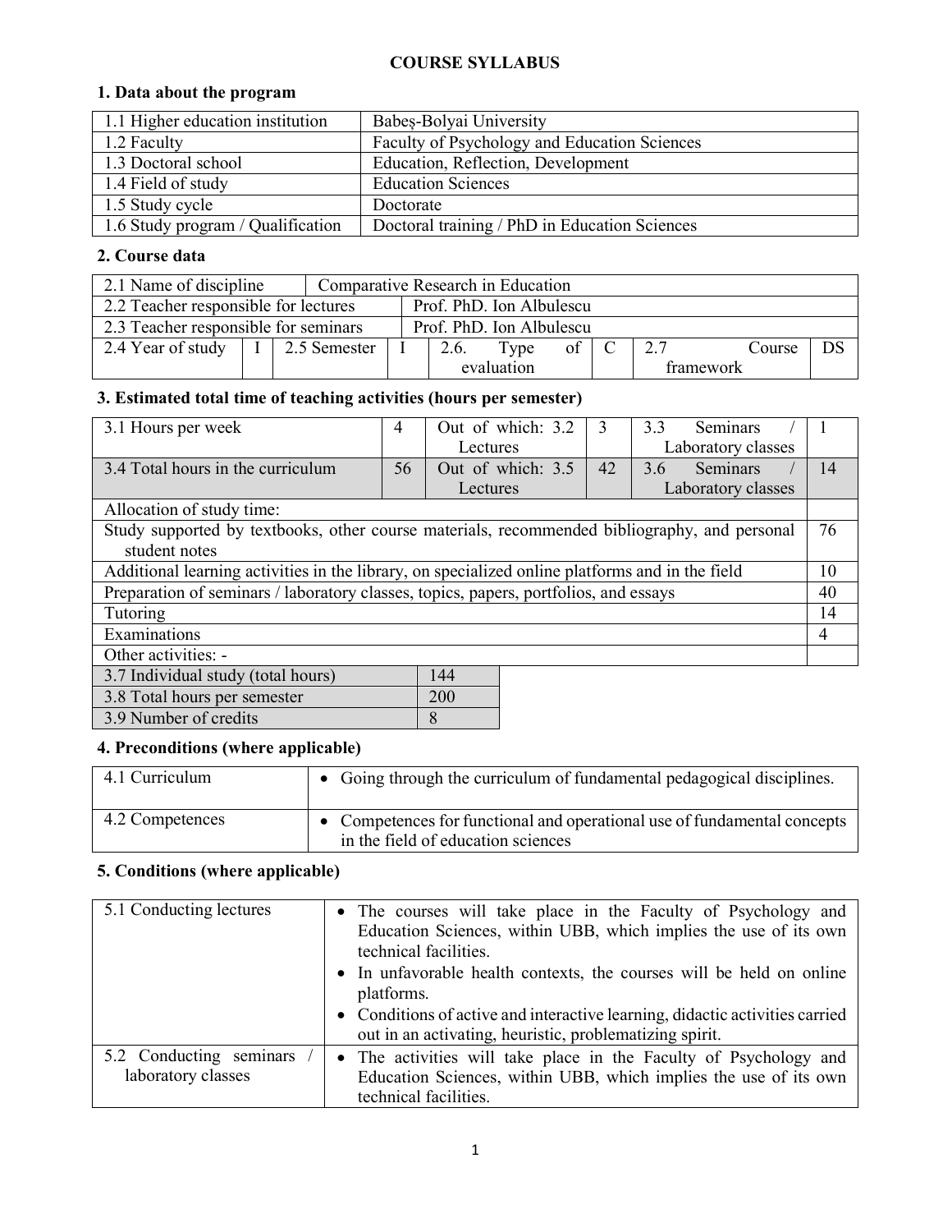# COURSE SYLLABUS

## 1. Data about the program

| | |
|---|---|
| 1.1 Higher education institution | Babeș-Bolyai University |
| 1.2 Faculty | Faculty of Psychology and Education Sciences |
| 1.3 Doctoral school | Education, Reflection, Development |
| 1.4 Field of study | Education Sciences |
| 1.5 Study cycle | Doctorate |
| 1.6 Study program / Qualification | Doctoral training / PhD in Education Sciences |

## 2. Course data

| | | | | | | | |
|---|---|---|---|---|---|---|---|
| 2.1 Name of discipline | Comparative Research in Education | | | | | | |
| 2.2 Teacher responsible for lectures | Prof. PhD. Ion Albulescu | | | | | | |
| 2.3 Teacher responsible for seminars | Prof. PhD. Ion Albulescu | | | | | | |
| 2.4 Year of study | I | 2.5 Semester | I | 2.6. Type of evaluation | C | 2.7 Course framework | DS |

## 3. Estimated total time of teaching activities (hours per semester)

| | | | | | |
|---|---|---|---|---|---|
| 3.1 Hours per week | 4 | Out of which: 3.2 Lectures | 3 | 3.3 Seminars / Laboratory classes | 1 |
| 3.4 Total hours in the curriculum | 56 | Out of which: 3.5 Lectures | 42 | 3.6 Seminars / Laboratory classes | 14 |

| Allocation of study time: | |
|---|---|
| Study supported by textbooks, other course materials, recommended bibliography, and personal student notes | 76 |
| Additional learning activities in the library, on specialized online platforms and in the field | 10 |
| Preparation of seminars / laboratory classes, topics, papers, portfolios, and essays | 40 |
| Tutoring | 14 |
| Examinations | 4 |
| Other activities: - | |

| | |
|---|---|
| 3.7 Individual study (total hours) | 144 |
| 3.8 Total hours per semester | 200 |
| 3.9 Number of credits | 8 |

## 4. Preconditions (where applicable)

| | |
|---|---|
| 4.1 Curriculum | • Going through the curriculum of fundamental pedagogical disciplines. |
| 4.2 Competences | • Competences for functional and operational use of fundamental concepts in the field of education sciences |

## 5. Conditions (where applicable)

| | |
|---|---|
| 5.1 Conducting lectures | • The courses will take place in the Faculty of Psychology and Education Sciences, within UBB, which implies the use of its own technical facilities.<br>• In unfavorable health contexts, the courses will be held on online platforms.<br>• Conditions of active and interactive learning, didactic activities carried out in an activating, heuristic, problematizing spirit. |
| 5.2 Conducting seminars / laboratory classes | • The activities will take place in the Faculty of Psychology and Education Sciences, within UBB, which implies the use of its own technical facilities. |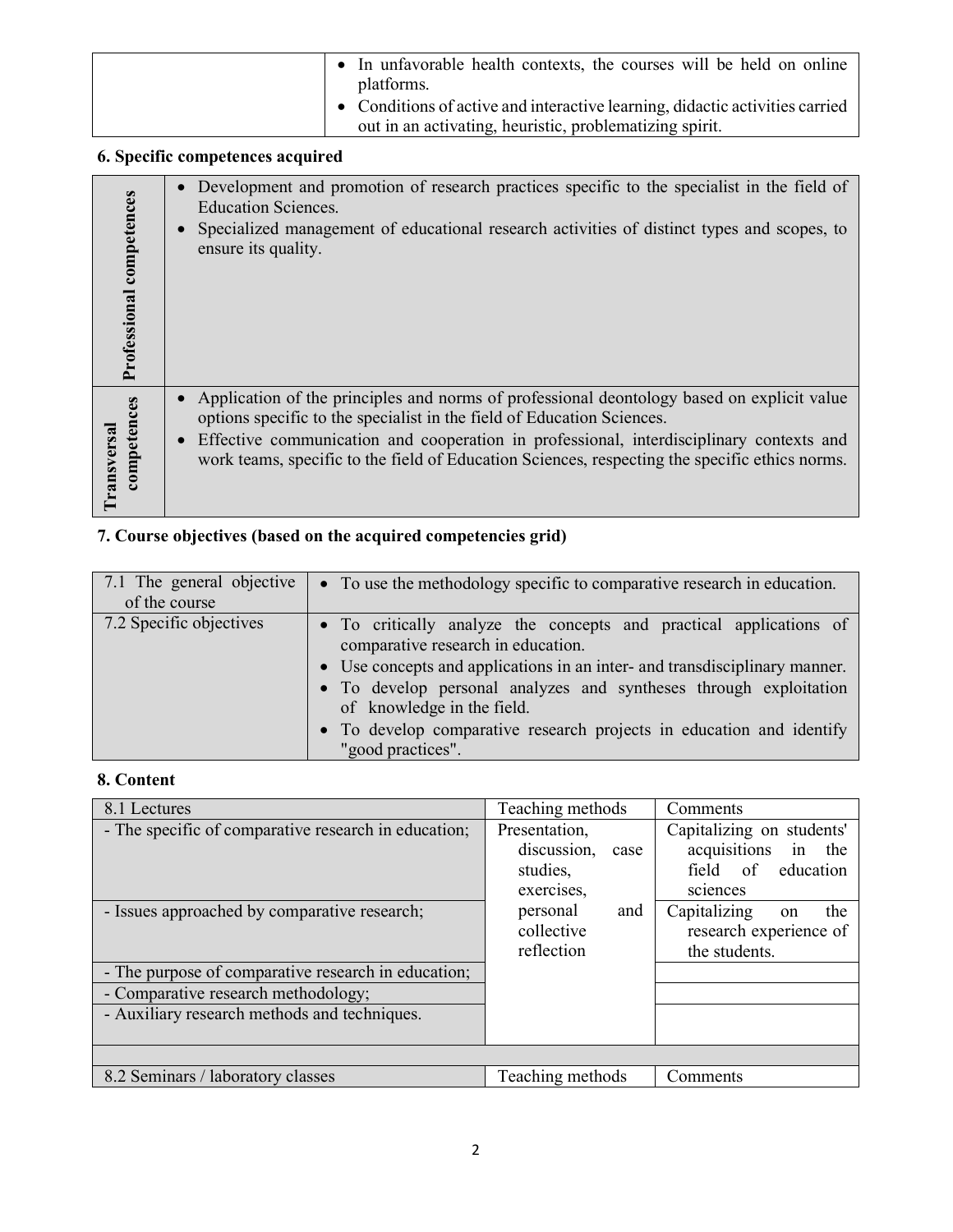| | • In unfavorable health contexts, the courses will be held on online platforms.<br>• Conditions of active and interactive learning, didactic activities carried out in an activating, heuristic, problematizing spirit. |
|---|---|

## 6. Specific competences acquired

| | |
|---|---|
| **Professional competences** | • Development and promotion of research practices specific to the specialist in the field of Education Sciences.<br>• Specialized management of educational research activities of distinct types and scopes, to ensure its quality. |
| **Transversal competences** | • Application of the principles and norms of professional deontology based on explicit value options specific to the specialist in the field of Education Sciences.<br>• Effective communication and cooperation in professional, interdisciplinary contexts and work teams, specific to the field of Education Sciences, respecting the specific ethics norms. |

## 7. Course objectives (based on the acquired competencies grid)

| | |
|---|---|
| 7.1 The general objective of the course | • To use the methodology specific to comparative research in education. |
| 7.2 Specific objectives | • To critically analyze the concepts and practical applications of comparative research in education.<br>• Use concepts and applications in an inter- and transdisciplinary manner.<br>• To develop personal analyzes and syntheses through exploitation of knowledge in the field.<br>• To develop comparative research projects in education and identify "good practices". |

## 8. Content

| 8.1 Lectures | Teaching methods | Comments |
|---|---|---|
| - The specific of comparative research in education; | Presentation, discussion, case studies, exercises, personal and collective reflection | Capitalizing on students' acquisitions in the field of education sciences |
| - Issues approached by comparative research; | | Capitalizing on the research experience of the students. |
| - The purpose of comparative research in education; | | |
| - Comparative research methodology; | | |
| - Auxiliary research methods and techniques. | | |
| | | |
| 8.2 Seminars / laboratory classes | Teaching methods | Comments |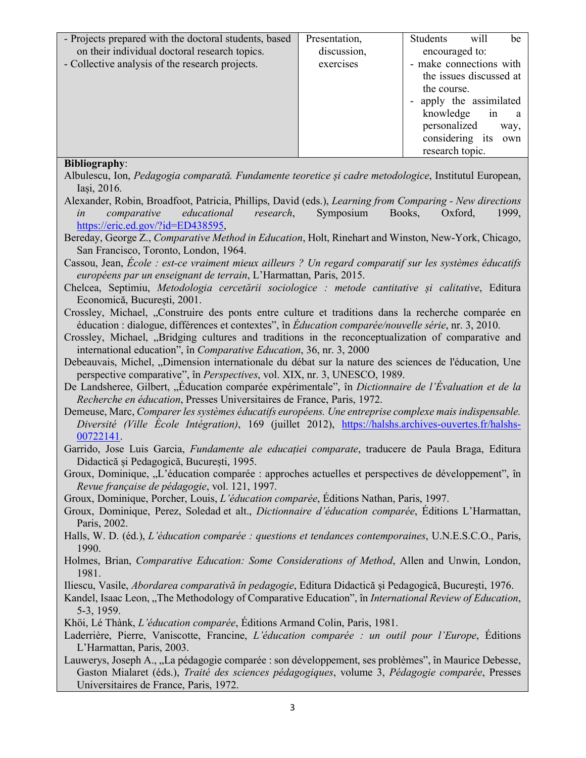| | | |
|---|---|---|
| - Projects prepared with the doctoral students, based on their individual doctoral research topics.<br>- Collective analysis of the research projects. | Presentation, discussion, exercises | Students will be encouraged to:<br>- make connections with the issues discussed at the course.<br>- apply the assimilated knowledge in a personalized way, considering its own research topic. |

**Bibliography**:

Albulescu, Ion, *Pedagogia comparată. Fundamente teoretice și cadre metodologice*, Institutul European, Iaşi, 2016.

Alexander, Robin, Broadfoot, Patricia, Phillips, David (eds.), *Learning from Comparing - New directions in comparative educational research*, Symposium Books, Oxford, 1999, https://eric.ed.gov/?id=ED438595,

Bereday, George Z., *Comparative Method in Education*, Holt, Rinehart and Winston, New-York, Chicago, San Francisco, Toronto, London, 1964.

Cassou, Jean, *École : est-ce vraiment mieux ailleurs ? Un regard comparatif sur les systèmes éducatifs européens par un enseignant de terrain*, L'Harmattan, Paris, 2015.

Chelcea, Septimiu, *Metodologia cercetării sociologice : metode cantitative și calitative*, Editura Economică, București, 2001.

Crossley, Michael, „Construire des ponts entre culture et traditions dans la recherche comparée en éducation : dialogue, différences et contextes", în *Éducation comparée/nouvelle série*, nr. 3, 2010.

Crossley, Michael, „Bridging cultures and traditions in the reconceptualization of comparative and international education", în *Comparative Education*, 36, nr. 3, 2000

Debeauvais, Michel, „Dimension internationale du débat sur la nature des sciences de l'éducation, Une perspective comparative", în *Perspectives*, vol. XIX, nr. 3, UNESCO, 1989.

De Landsheree, Gilbert, „Éducation comparée expérimentale", în *Dictionnaire de l'Évaluation et de la Recherche en éducation*, Presses Universitaires de France, Paris, 1972.

Demeuse, Marc, *Comparer les systèmes éducatifs européens. Une entreprise complexe mais indispensable. Diversité (Ville École Intégration)*, 169 (juillet 2012), https://halshs.archives-ouvertes.fr/halshs-00722141.

Garrido, Jose Luis Garcia, *Fundamente ale educației comparate*, traducere de Paula Braga, Editura Didactică și Pedagogică, București, 1995.

Groux, Dominique, „L'éducation comparée : approches actuelles et perspectives de développement", în *Revue française de pédagogie*, vol. 121, 1997.

Groux, Dominique, Porcher, Louis, *L'éducation comparée*, Éditions Nathan, Paris, 1997.

Groux, Dominique, Perez, Soledad et alt., *Dictionnaire d'éducation comparée*, Éditions L'Harmattan, Paris, 2002.

Halls, W. D. (éd.), *L'éducation comparée : questions et tendances contemporaines*, U.N.E.S.C.O., Paris, 1990.

Holmes, Brian, *Comparative Education: Some Considerations of Method*, Allen and Unwin, London, 1981.

Iliescu, Vasile, *Abordarea comparativă în pedagogie*, Editura Didactică și Pedagogică, București, 1976.

Kandel, Isaac Leon, „The Methodology of Comparative Education", în *International Review of Education*, 5-3, 1959.

Khöi, Lé Thànk, *L'éducation comparée*, Éditions Armand Colin, Paris, 1981.

Laderrière, Pierre, Vaniscotte, Francine, *L'éducation comparée : un outil pour l'Europe*, Éditions L'Harmattan, Paris, 2003.

Lauwerys, Joseph A., „La pédagogie comparée : son développement, ses problèmes", în Maurice Debesse, Gaston Mialaret (éds.), *Traité des sciences pédagogiques*, volume 3, *Pédagogie comparée*, Presses Universitaires de France, Paris, 1972.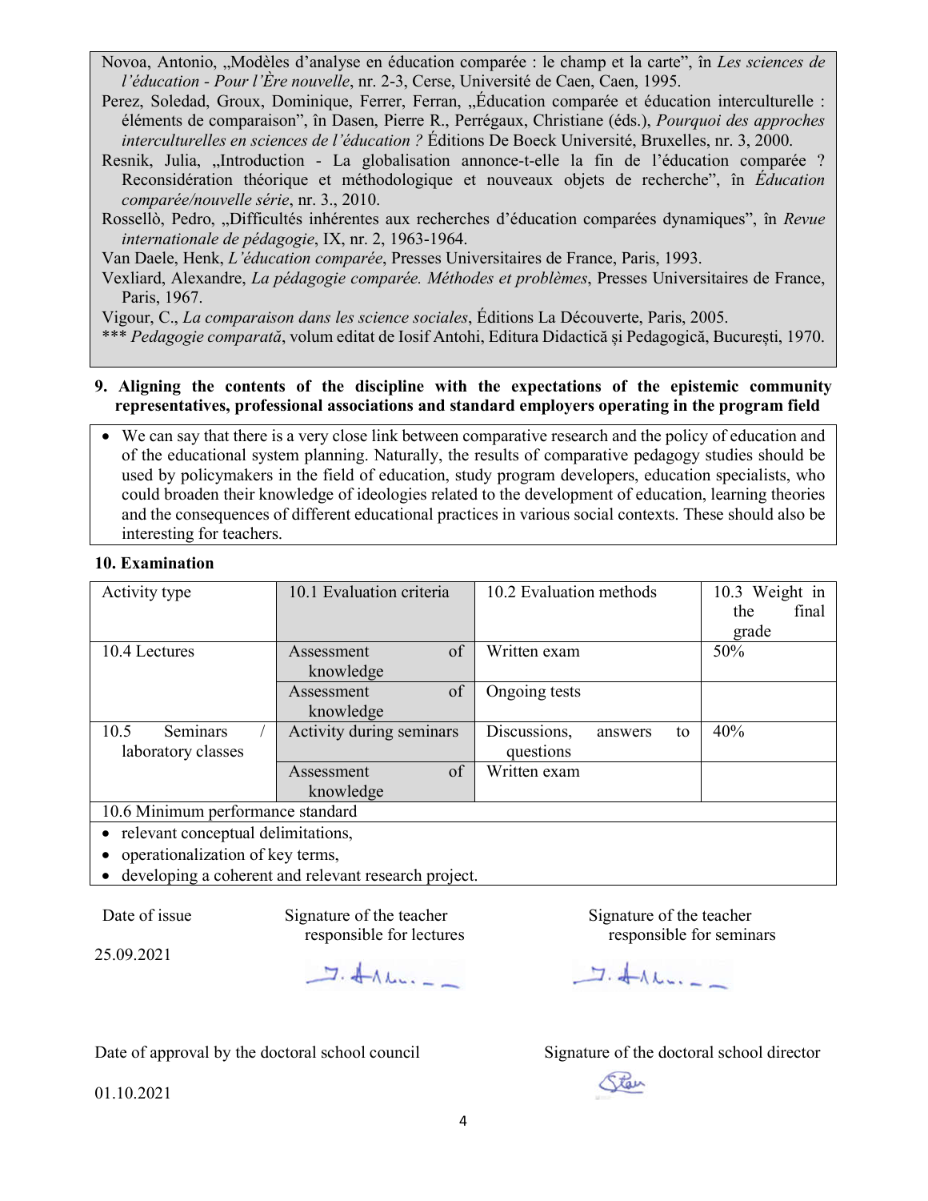Novoa, Antonio, „Modèles d'analyse en éducation comparée : le champ et la carte", în *Les sciences de l'éducation - Pour l'Ère nouvelle*, nr. 2-3, Cerse, Université de Caen, Caen, 1995.

Perez, Soledad, Groux, Dominique, Ferrer, Ferran, „Éducation comparée et éducation interculturelle : éléments de comparaison", în Dasen, Pierre R., Perrégaux, Christiane (éds.), *Pourquoi des approches interculturelles en sciences de l'éducation ?* Éditions De Boeck Université, Bruxelles, nr. 3, 2000.

Resnik, Julia, „Introduction - La globalisation annonce-t-elle la fin de l'éducation comparée ? Reconsidération théorique et méthodologique et nouveaux objets de recherche", în *Éducation comparée/nouvelle série*, nr. 3., 2010.

Rossellò, Pedro, „Difficultés inhérentes aux recherches d'éducation comparées dynamiques", în *Revue internationale de pédagogie*, IX, nr. 2, 1963-1964.

Van Daele, Henk, *L'éducation comparée*, Presses Universitaires de France, Paris, 1993.

Vexliard, Alexandre, *La pédagogie comparée. Méthodes et problèmes*, Presses Universitaires de France, Paris, 1967.

Vigour, C., *La comparaison dans les science sociales*, Éditions La Découverte, Paris, 2005.

*** *Pedagogie comparată*, volum editat de Iosif Antohi, Editura Didactică și Pedagogică, București, 1970.

## 9. Aligning the contents of the discipline with the expectations of the epistemic community representatives, professional associations and standard employers operating in the program field

- We can say that there is a very close link between comparative research and the policy of education and of the educational system planning. Naturally, the results of comparative pedagogy studies should be used by policymakers in the field of education, study program developers, education specialists, who could broaden their knowledge of ideologies related to the development of education, learning theories and the consequences of different educational practices in various social contexts. These should also be interesting for teachers.

## 10. Examination

| Activity type | 10.1 Evaluation criteria | 10.2 Evaluation methods | 10.3 Weight in the final grade |
|---|---|---|---|
| 10.4 Lectures | Assessment of knowledge | Written exam | 50% |
| | Assessment of knowledge | Ongoing tests | |
| 10.5 Seminars / laboratory classes | Activity during seminars | Discussions, answers to questions | 40% |
| | Assessment of knowledge | Written exam | |
| 10.6 Minimum performance standard | | | |

- relevant conceptual delimitations,
- operationalization of key terms,
- developing a coherent and relevant research project.

| Date of issue | Signature of the teacher responsible for lectures | Signature of the teacher responsible for seminars |
|---|---|---|
| 25.09.2021 | | |

| Date of approval by the doctoral school council | Signature of the doctoral school director |
|---|---|
| 01.10.2021 | |